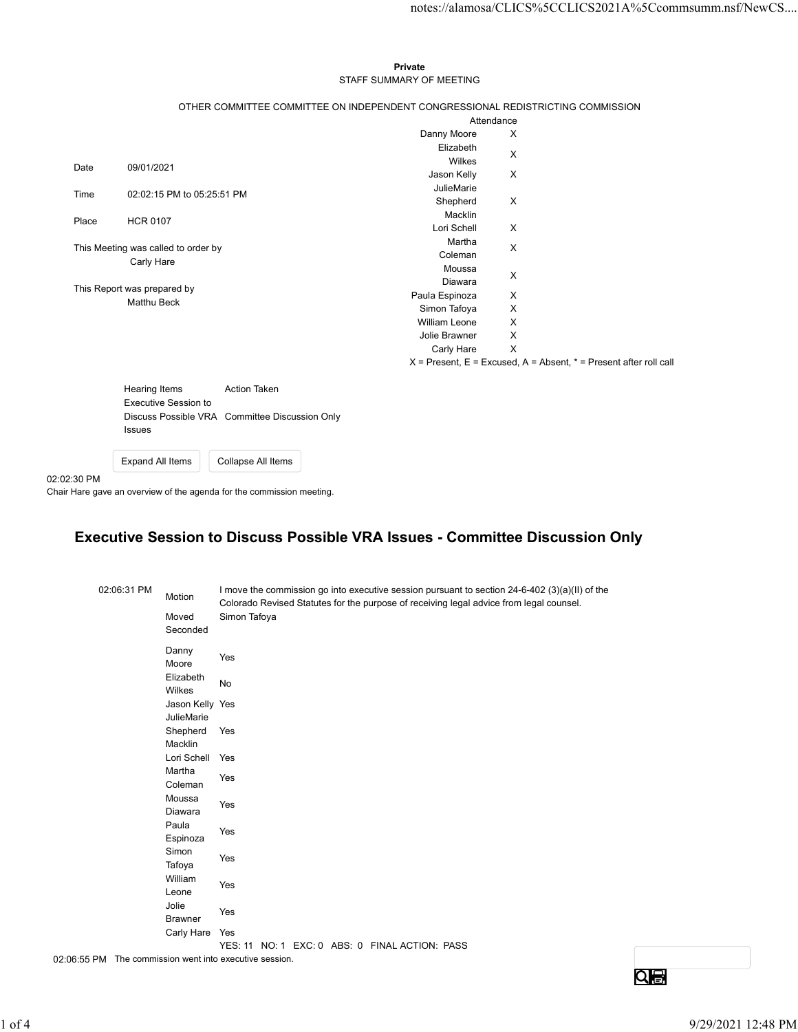**Private**
STAFF SUMMARY OF MEETING

OTHER COMMITTEE COMMITTEE ON INDEPENDENT CONGRESSIONAL REDISTRICTING COMMISSION

| | |
|---|---|
| Date | 09/01/2021 |
| Time | 02:02:15 PM to 05:25:51 PM |
| Place | HCR 0107 |

This Meeting was called to order by
Carly Hare

This Report was prepared by
Matthu Beck

| Attendance | |
|---|---|
| Danny Moore | X |
| Elizabeth Wilkes | X |
| Jason Kelly | X |
| JulieMarie Shepherd Macklin | X |
| Lori Schell | X |
| Martha Coleman | X |
| Moussa Diawara | X |
| Paula Espinoza | X |
| Simon Tafoya | X |
| William Leone | X |
| Jolie Brawner | X |
| Carly Hare | X |

X = Present, E = Excused, A = Absent, * = Present after roll call

| Hearing Items | Action Taken |
|---|---|
| Executive Session to Discuss Possible VRA Issues | Committee Discussion Only |

02:02:30 PM
Chair Hare gave an overview of the agenda for the commission meeting.

## Executive Session to Discuss Possible VRA Issues - Committee Discussion Only

02:06:31 PM

| | |
|---|---|
| Motion | I move the commission go into executive session pursuant to section 24-6-402 (3)(a)(II) of the Colorado Revised Statutes for the purpose of receiving legal advice from legal counsel. |
| Moved | Simon Tafoya |
| Seconded | |
| Danny Moore | Yes |
| Elizabeth Wilkes | No |
| Jason Kelly | Yes |
| JulieMarie Shepherd Macklin | Yes |
| Lori Schell | Yes |
| Martha Coleman | Yes |
| Moussa Diawara | Yes |
| Paula Espinoza | Yes |
| Simon Tafoya | Yes |
| William Leone | Yes |
| Jolie Brawner | Yes |
| Carly Hare | Yes |

YES: 11 NO: 1 EXC: 0 ABS: 0 FINAL ACTION: PASS

02:06:55 PM The commission went into executive session.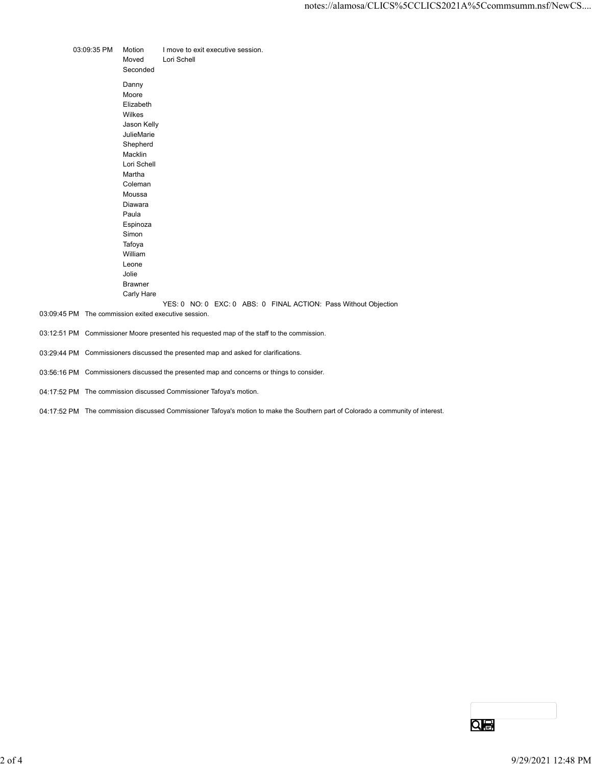03:09:35 PM Motion: I move to exit executive session.

Moved: Lori Schell

Seconded:

| | |
|---|---|
| Danny Moore | |
| Elizabeth Wilkes | |
| Jason Kelly | |
| JulieMarie Shepherd Macklin | |
| Lori Schell | |
| Martha Coleman | |
| Moussa Diawara | |
| Paula Espinoza | |
| Simon Tafoya | |
| William Leone | |
| Jolie Brawner | |
| Carly Hare | |

YES: 0 NO: 0 EXC: 0 ABS: 0 FINAL ACTION: Pass Without Objection

03:09:45 PM The commission exited executive session.

03:12:51 PM Commissioner Moore presented his requested map of the staff to the commission.

03:29:44 PM Commissioners discussed the presented map and asked for clarifications.

03:56:16 PM Commissioners discussed the presented map and concerns or things to consider.

04:17:52 PM The commission discussed Commissioner Tafoya's motion.

04:17:52 PM The commission discussed Commissioner Tafoya's motion to make the Southern part of Colorado a community of interest.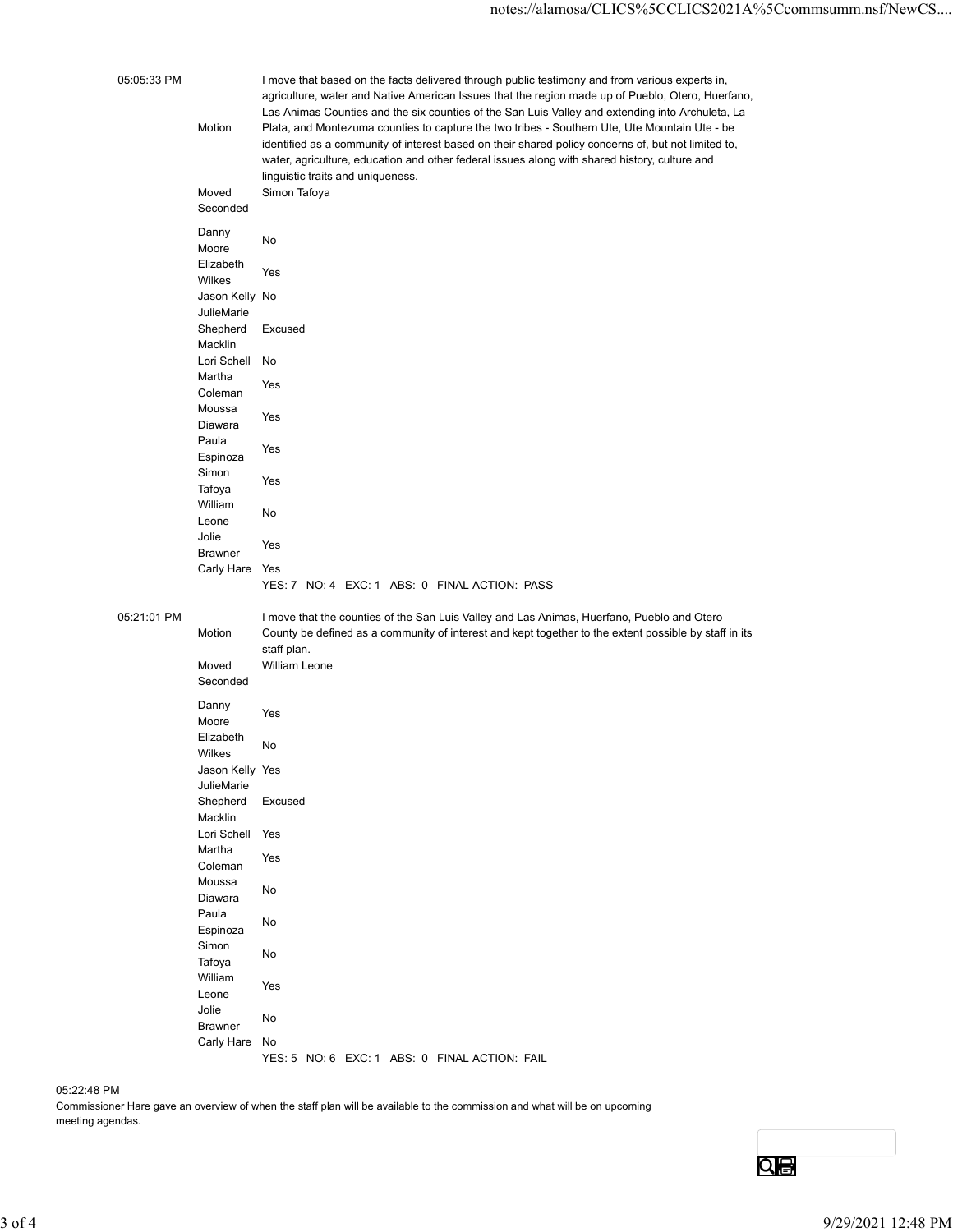| | | |
|---|---|---|
| 05:05:33 PM | Motion | I move that based on the facts delivered through public testimony and from various experts in, agriculture, water and Native American Issues that the region made up of Pueblo, Otero, Huerfano, Las Animas Counties and the six counties of the San Luis Valley and extending into Archuleta, La Plata, and Montezuma counties to capture the two tribes - Southern Ute, Ute Mountain Ute - be identified as a community of interest based on their shared policy concerns of, but not limited to, water, agriculture, education and other federal issues along with shared history, culture and linguistic traits and uniqueness. |
| | Moved | Simon Tafoya |
| | Seconded | |
| | Danny Moore | No |
| | Elizabeth Wilkes | Yes |
| | Jason Kelly | No |
| | JulieMarie Shepherd Macklin | Excused |
| | Lori Schell | No |
| | Martha Coleman | Yes |
| | Moussa Diawara | Yes |
| | Paula Espinoza | Yes |
| | Simon Tafoya | Yes |
| | William Leone | No |
| | Jolie Brawner | Yes |
| | Carly Hare | Yes |
| | | YES: 7 NO: 4 EXC: 1 ABS: 0 FINAL ACTION: PASS |

| | | |
|---|---|---|
| 05:21:01 PM | Motion | I move that the counties of the San Luis Valley and Las Animas, Huerfano, Pueblo and Otero County be defined as a community of interest and kept together to the extent possible by staff in its staff plan. |
| | Moved | William Leone |
| | Seconded | |
| | Danny Moore | Yes |
| | Elizabeth Wilkes | No |
| | Jason Kelly | Yes |
| | JulieMarie Shepherd Macklin | Excused |
| | Lori Schell | Yes |
| | Martha Coleman | Yes |
| | Moussa Diawara | No |
| | Paula Espinoza | No |
| | Simon Tafoya | No |
| | William Leone | Yes |
| | Jolie Brawner | No |
| | Carly Hare | No |
| | | YES: 5 NO: 6 EXC: 1 ABS: 0 FINAL ACTION: FAIL |

05:22:48 PM

Commissioner Hare gave an overview of when the staff plan will be available to the commission and what will be on upcoming meeting agendas.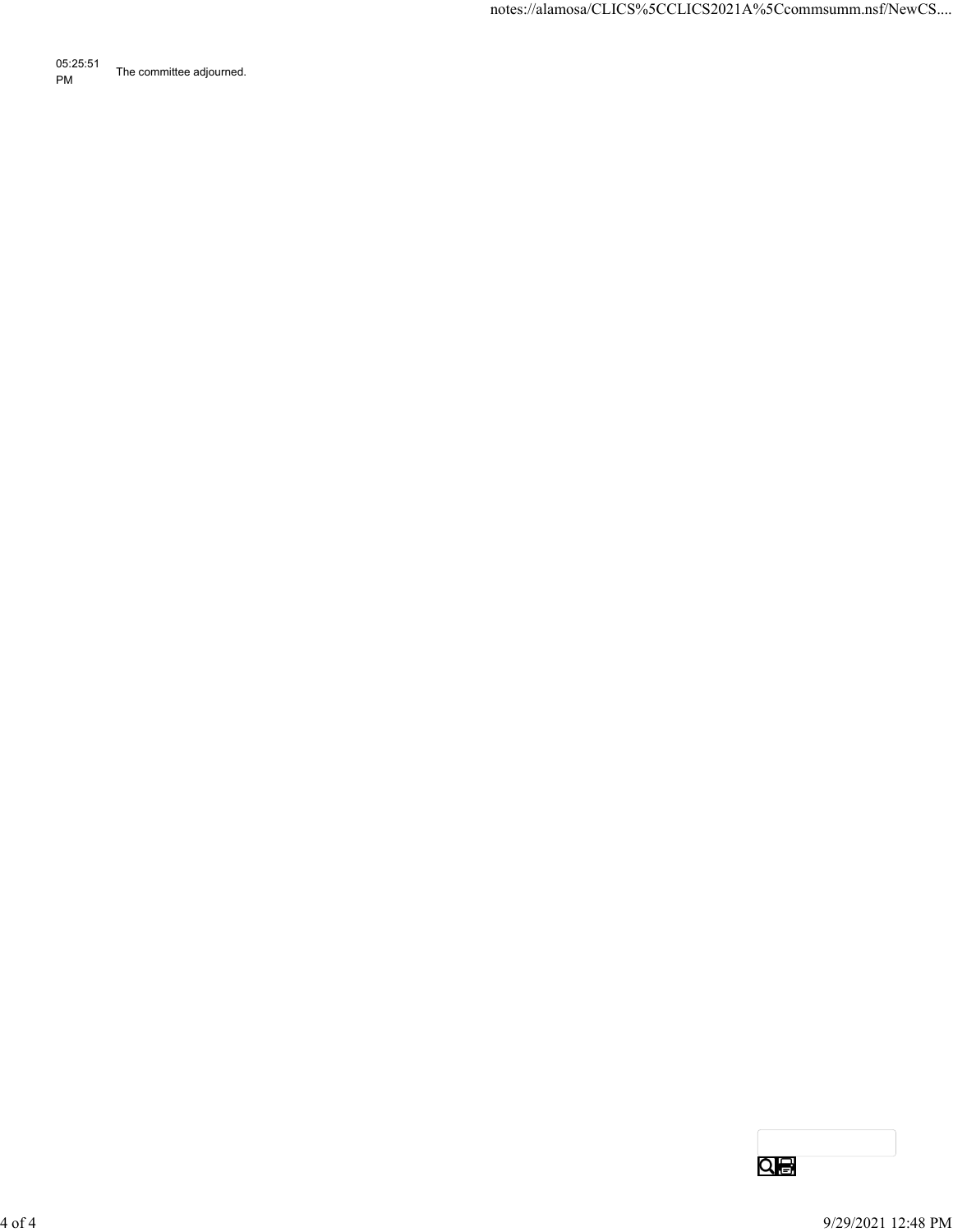| | |
|---|---|
| 05:25:51 PM | The committee adjourned. |